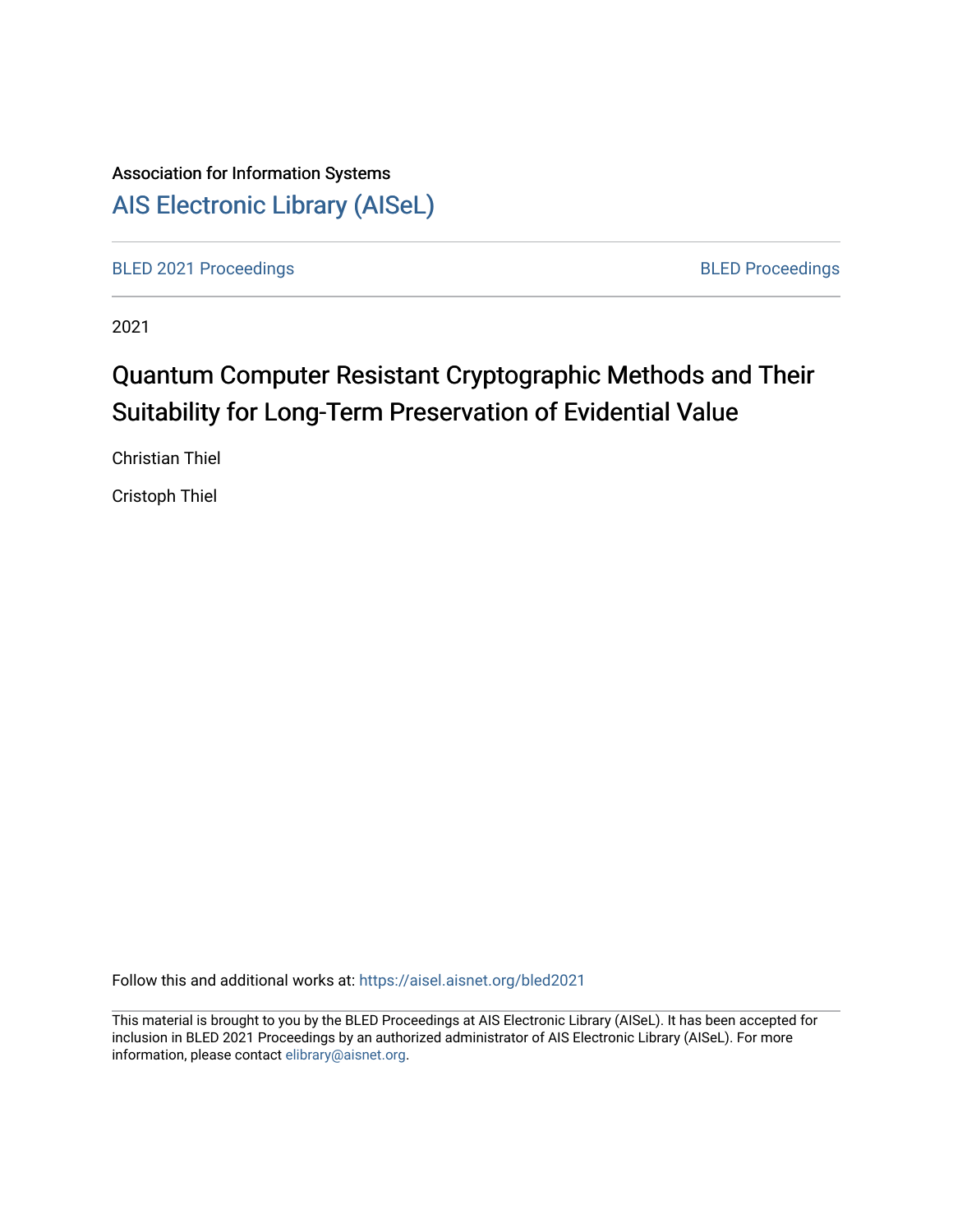Association for Information Systems

AIS Electronic Library (AISeL)

BLED 2021 Proceedings

BLED Proceedings

2021

# Quantum Computer Resistant Cryptographic Methods and Their Suitability for Long-Term Preservation of Evidential Value

Christian Thiel

Cristoph Thiel

Follow this and additional works at: https://aisel.aisnet.org/bled2021

This material is brought to you by the BLED Proceedings at AIS Electronic Library (AISeL). It has been accepted for inclusion in BLED 2021 Proceedings by an authorized administrator of AIS Electronic Library (AISeL). For more information, please contact elibrary@aisnet.org.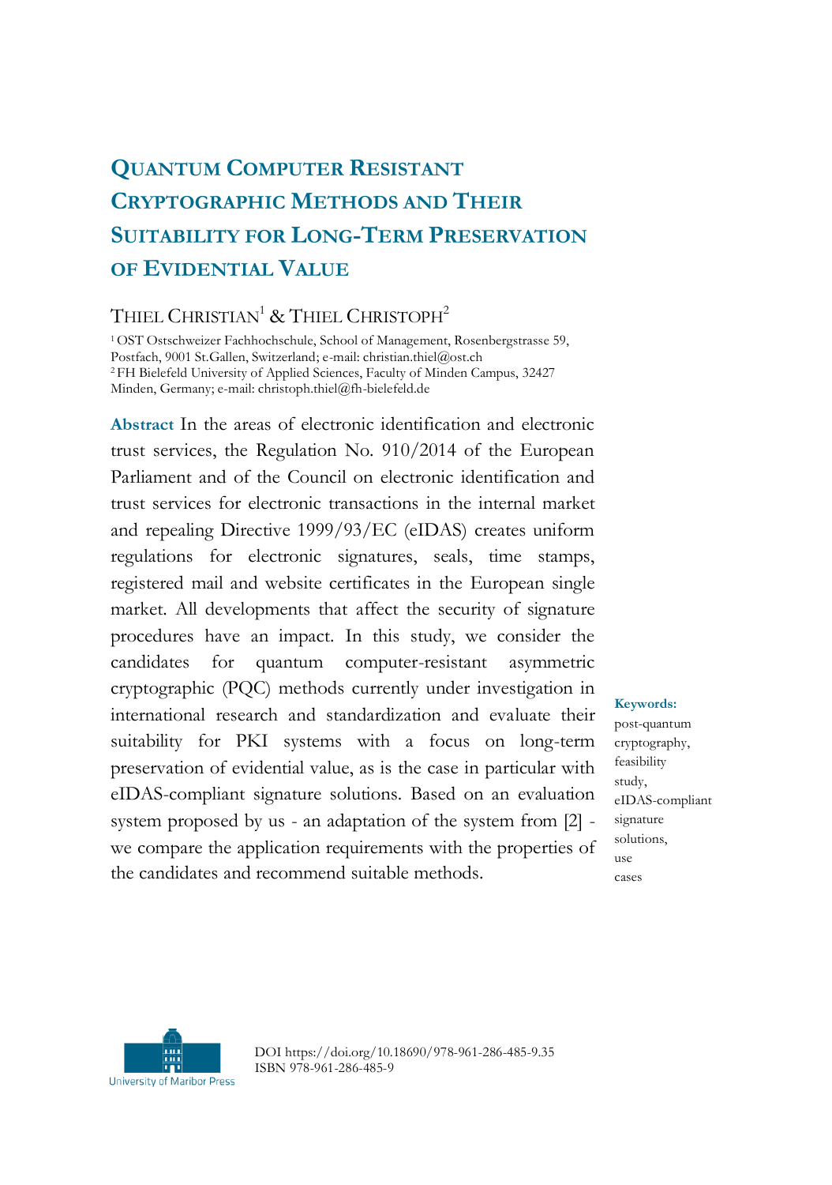# Quantum Computer Resistant Cryptographic Methods and Their Suitability for Long-Term Preservation of Evidential Value

THIEL CHRISTIAN[1] & THIEL CHRISTOPH[2]

[1] OST Ostschweizer Fachhochschule, School of Management, Rosenbergstrasse 59, Postfach, 9001 St.Gallen, Switzerland; e-mail: christian.thiel@ost.ch
[2] FH Bielefeld University of Applied Sciences, Faculty of Minden Campus, 32427 Minden, Germany; e-mail: christoph.thiel@fh-bielefeld.de

**Abstract** In the areas of electronic identification and electronic trust services, the Regulation No. 910/2014 of the European Parliament and of the Council on electronic identification and trust services for electronic transactions in the internal market and repealing Directive 1999/93/EC (eIDAS) creates uniform regulations for electronic signatures, seals, time stamps, registered mail and website certificates in the European single market. All developments that affect the security of signature procedures have an impact. In this study, we consider the candidates for quantum computer-resistant asymmetric cryptographic (PQC) methods currently under investigation in international research and standardization and evaluate their suitability for PKI systems with a focus on long-term preservation of evidential value, as is the case in particular with eIDAS-compliant signature solutions. Based on an evaluation system proposed by us - an adaptation of the system from [2] - we compare the application requirements with the properties of the candidates and recommend suitable methods.

**Keywords:** post-quantum cryptography, feasibility study, eIDAS-compliant signature solutions, use cases

DOI https://doi.org/10.18690/978-961-286-485-9.35
ISBN 978-961-286-485-9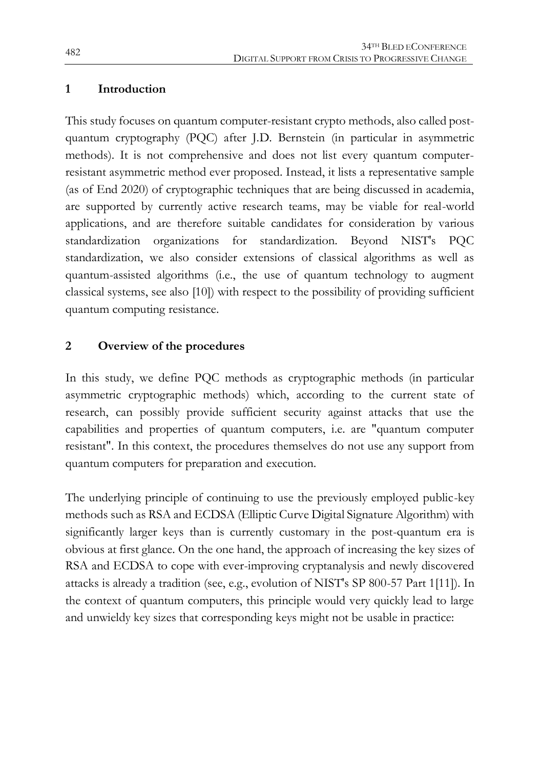## 1 Introduction

This study focuses on quantum computer-resistant crypto methods, also called post-quantum cryptography (PQC) after J.D. Bernstein (in particular in asymmetric methods). It is not comprehensive and does not list every quantum computer-resistant asymmetric method ever proposed. Instead, it lists a representative sample (as of End 2020) of cryptographic techniques that are being discussed in academia, are supported by currently active research teams, may be viable for real-world applications, and are therefore suitable candidates for consideration by various standardization organizations for standardization. Beyond NIST's PQC standardization, we also consider extensions of classical algorithms as well as quantum-assisted algorithms (i.e., the use of quantum technology to augment classical systems, see also [10]) with respect to the possibility of providing sufficient quantum computing resistance.

## 2 Overview of the procedures

In this study, we define PQC methods as cryptographic methods (in particular asymmetric cryptographic methods) which, according to the current state of research, can possibly provide sufficient security against attacks that use the capabilities and properties of quantum computers, i.e. are "quantum computer resistant". In this context, the procedures themselves do not use any support from quantum computers for preparation and execution.

The underlying principle of continuing to use the previously employed public-key methods such as RSA and ECDSA (Elliptic Curve Digital Signature Algorithm) with significantly larger keys than is currently customary in the post-quantum era is obvious at first glance. On the one hand, the approach of increasing the key sizes of RSA and ECDSA to cope with ever-improving cryptanalysis and newly discovered attacks is already a tradition (see, e.g., evolution of NIST's SP 800-57 Part 1[11]). In the context of quantum computers, this principle would very quickly lead to large and unwieldy key sizes that corresponding keys might not be usable in practice: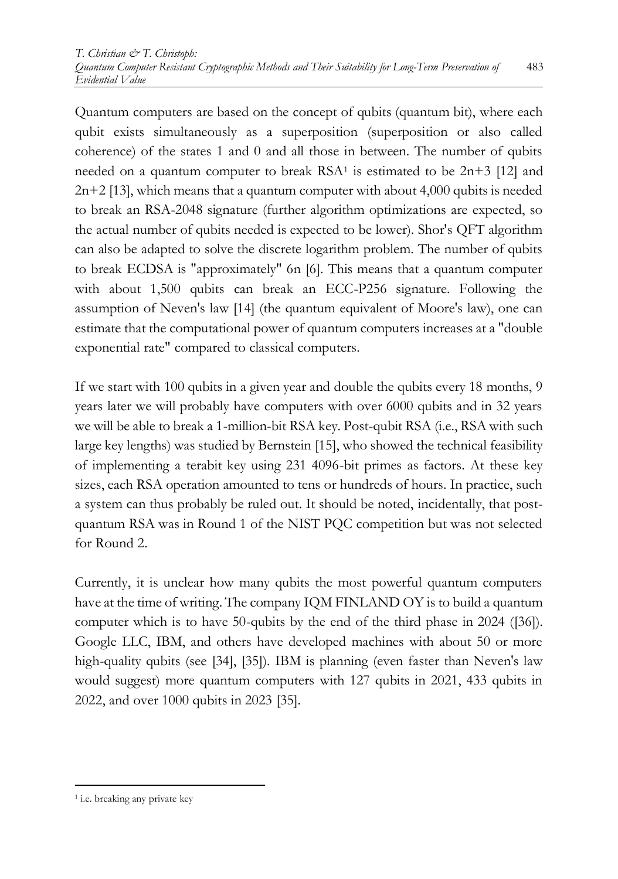Quantum computers are based on the concept of qubits (quantum bit), where each qubit exists simultaneously as a superposition (superposition or also called coherence) of the states 1 and 0 and all those in between. The number of qubits needed on a quantum computer to break RSA[1] is estimated to be $2n+3$ [12] and $2n+2$ [13], which means that a quantum computer with about 4,000 qubits is needed to break an RSA-2048 signature (further algorithm optimizations are expected, so the actual number of qubits needed is expected to be lower). Shor's QFT algorithm can also be adapted to solve the discrete logarithm problem. The number of qubits to break ECDSA is "approximately" $6n$ [6]. This means that a quantum computer with about 1,500 qubits can break an ECC-P256 signature. Following the assumption of Neven's law [14] (the quantum equivalent of Moore's law), one can estimate that the computational power of quantum computers increases at a "double exponential rate" compared to classical computers.

If we start with 100 qubits in a given year and double the qubits every 18 months, 9 years later we will probably have computers with over 6000 qubits and in 32 years we will be able to break a 1-million-bit RSA key. Post-qubit RSA (i.e., RSA with such large key lengths) was studied by Bernstein [15], who showed the technical feasibility of implementing a terabit key using 231 4096-bit primes as factors. At these key sizes, each RSA operation amounted to tens or hundreds of hours. In practice, such a system can thus probably be ruled out. It should be noted, incidentally, that post-quantum RSA was in Round 1 of the NIST PQC competition but was not selected for Round 2.

Currently, it is unclear how many qubits the most powerful quantum computers have at the time of writing. The company IQM FINLAND OY is to build a quantum computer which is to have 50-qubits by the end of the third phase in 2024 ([36]). Google LLC, IBM, and others have developed machines with about 50 or more high-quality qubits (see [34], [35]). IBM is planning (even faster than Neven's law would suggest) more quantum computers with 127 qubits in 2021, 433 qubits in 2022, and over 1000 qubits in 2023 [35].

---

[1] i.e. breaking any private key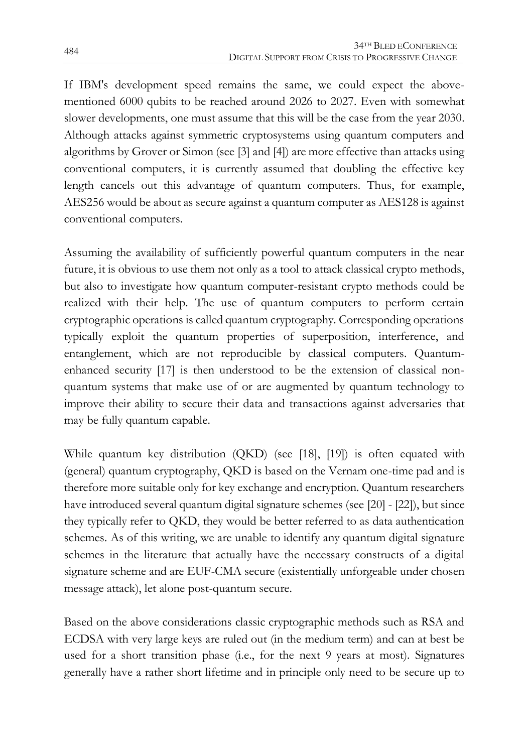If IBM's development speed remains the same, we could expect the above-mentioned 6000 qubits to be reached around 2026 to 2027. Even with somewhat slower developments, one must assume that this will be the case from the year 2030. Although attacks against symmetric cryptosystems using quantum computers and algorithms by Grover or Simon (see [3] and [4]) are more effective than attacks using conventional computers, it is currently assumed that doubling the effective key length cancels out this advantage of quantum computers. Thus, for example, AES256 would be about as secure against a quantum computer as AES128 is against conventional computers.

Assuming the availability of sufficiently powerful quantum computers in the near future, it is obvious to use them not only as a tool to attack classical crypto methods, but also to investigate how quantum computer-resistant crypto methods could be realized with their help. The use of quantum computers to perform certain cryptographic operations is called quantum cryptography. Corresponding operations typically exploit the quantum properties of superposition, interference, and entanglement, which are not reproducible by classical computers. Quantum-enhanced security [17] is then understood to be the extension of classical non-quantum systems that make use of or are augmented by quantum technology to improve their ability to secure their data and transactions against adversaries that may be fully quantum capable.

While quantum key distribution (QKD) (see [18], [19]) is often equated with (general) quantum cryptography, QKD is based on the Vernam one-time pad and is therefore more suitable only for key exchange and encryption. Quantum researchers have introduced several quantum digital signature schemes (see [20] - [22]), but since they typically refer to QKD, they would be better referred to as data authentication schemes. As of this writing, we are unable to identify any quantum digital signature schemes in the literature that actually have the necessary constructs of a digital signature scheme and are EUF-CMA secure (existentially unforgeable under chosen message attack), let alone post-quantum secure.

Based on the above considerations classic cryptographic methods such as RSA and ECDSA with very large keys are ruled out (in the medium term) and can at best be used for a short transition phase (i.e., for the next 9 years at most). Signatures generally have a rather short lifetime and in principle only need to be secure up to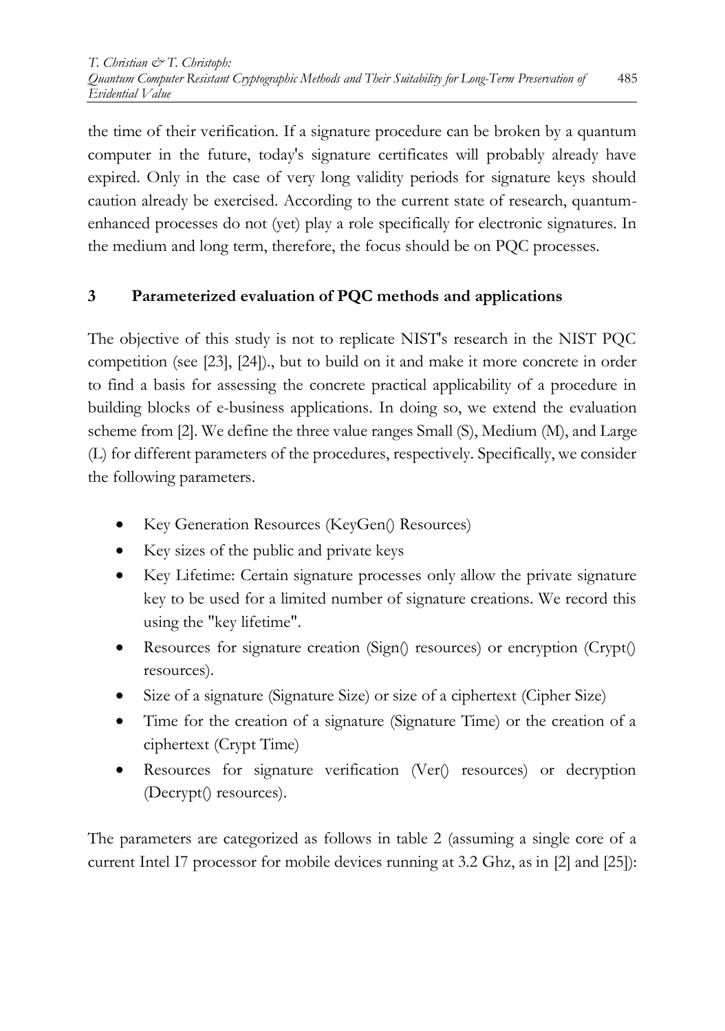the time of their verification. If a signature procedure can be broken by a quantum computer in the future, today's signature certificates will probably already have expired. Only in the case of very long validity periods for signature keys should caution already be exercised. According to the current state of research, quantum-enhanced processes do not (yet) play a role specifically for electronic signatures. In the medium and long term, therefore, the focus should be on PQC processes.

## 3 Parameterized evaluation of PQC methods and applications

The objective of this study is not to replicate NIST's research in the NIST PQC competition (see [23], [24])., but to build on it and make it more concrete in order to find a basis for assessing the concrete practical applicability of a procedure in building blocks of e-business applications. In doing so, we extend the evaluation scheme from [2]. We define the three value ranges Small (S), Medium (M), and Large (L) for different parameters of the procedures, respectively. Specifically, we consider the following parameters.

- Key Generation Resources (KeyGen() Resources)
- Key sizes of the public and private keys
- Key Lifetime: Certain signature processes only allow the private signature key to be used for a limited number of signature creations. We record this using the "key lifetime".
- Resources for signature creation (Sign() resources) or encryption (Crypt() resources).
- Size of a signature (Signature Size) or size of a ciphertext (Cipher Size)
- Time for the creation of a signature (Signature Time) or the creation of a ciphertext (Crypt Time)
- Resources for signature verification (Ver() resources) or decryption (Decrypt() resources).

The parameters are categorized as follows in table 2 (assuming a single core of a current Intel I7 processor for mobile devices running at 3.2 Ghz, as in [2] and [25]):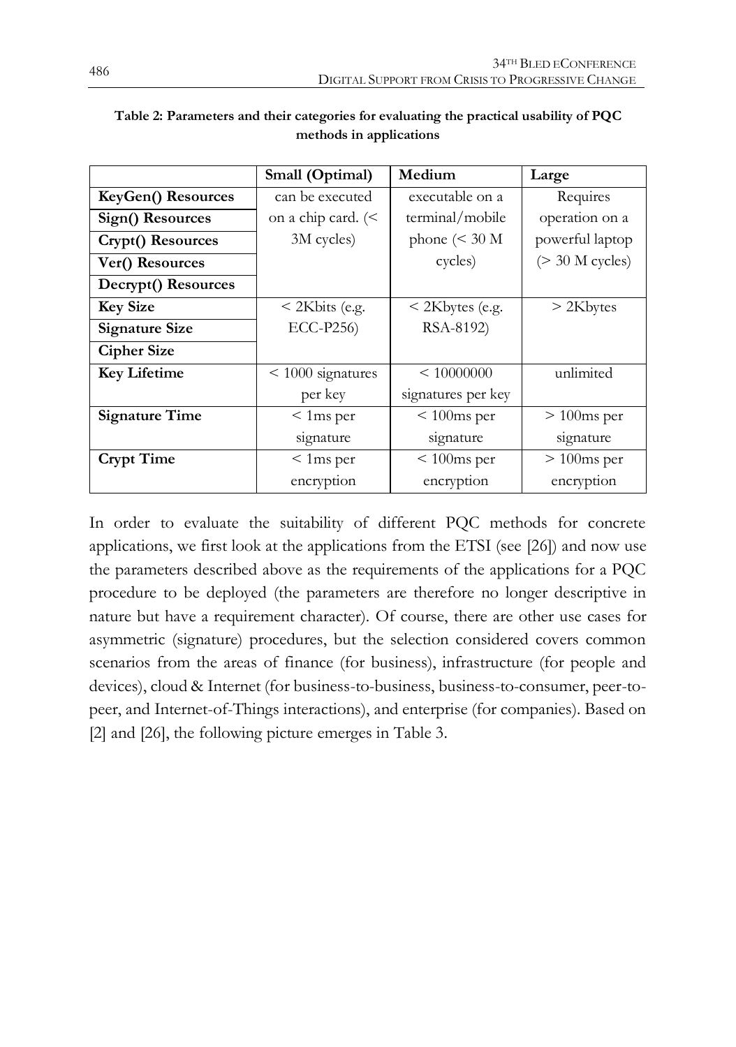**Table 2: Parameters and their categories for evaluating the practical usability of PQC methods in applications**

| | Small (Optimal) | Medium | Large |
|---|---|---|---|
| **KeyGen() Resources** | can be executed on a chip card. (< 3M cycles) | executable on a terminal/mobile phone (< 30 M cycles) | Requires operation on a powerful laptop (> 30 M cycles) |
| **Sign() Resources** | | | |
| **Crypt() Resources** | | | |
| **Ver() Resources** | | | |
| **Decrypt() Resources** | | | |
| **Key Size** | < 2Kbits (e.g. ECC-P256) | < 2Kbytes (e.g. RSA-8192) | > 2Kbytes |
| **Signature Size** | | | |
| **Cipher Size** | | | |
| **Key Lifetime** | < 1000 signatures per key | < 10000000 signatures per key | unlimited |
| **Signature Time** | < 1ms per signature | < 100ms per signature | > 100ms per signature |
| **Crypt Time** | < 1ms per encryption | < 100ms per encryption | > 100ms per encryption |

In order to evaluate the suitability of different PQC methods for concrete applications, we first look at the applications from the ETSI (see [26]) and now use the parameters described above as the requirements of the applications for a PQC procedure to be deployed (the parameters are therefore no longer descriptive in nature but have a requirement character). Of course, there are other use cases for asymmetric (signature) procedures, but the selection considered covers common scenarios from the areas of finance (for business), infrastructure (for people and devices), cloud & Internet (for business-to-business, business-to-consumer, peer-to-peer, and Internet-of-Things interactions), and enterprise (for companies). Based on [2] and [26], the following picture emerges in Table 3.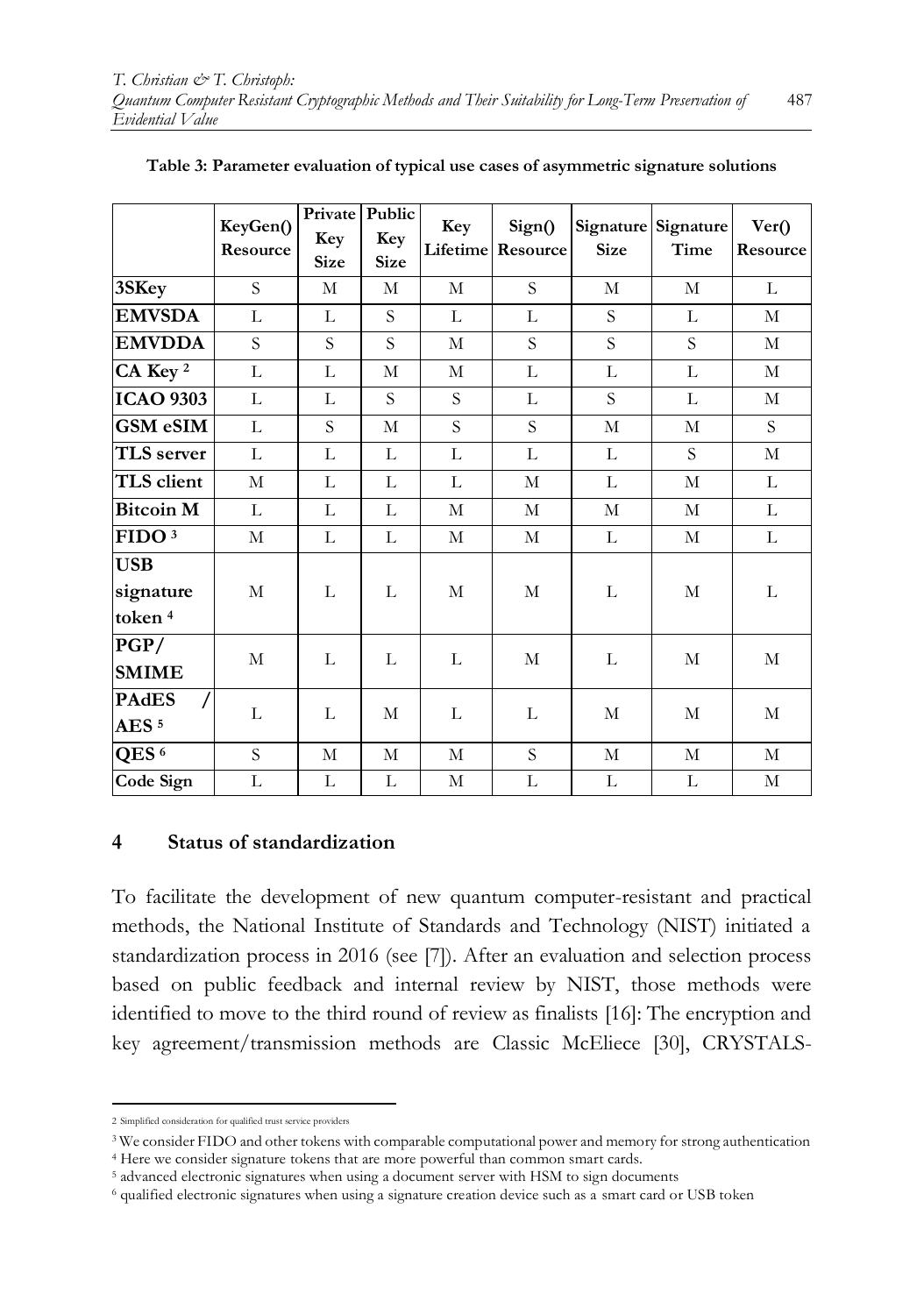**Table 3: Parameter evaluation of typical use cases of asymmetric signature solutions**

| | KeyGen() Resource | Private Key Size | Public Key Size | Key Lifetime | Sign() Resource | Signature Size | Signature Time | Ver() Resource |
|---|---|---|---|---|---|---|---|---|
| **3SKey** | S | M | M | M | S | M | M | L |
| **EMVSDA** | L | L | S | L | L | S | L | M |
| **EMVDDA** | S | S | S | M | S | S | S | M |
| **CA Key** [2] | L | L | M | M | L | L | L | M |
| **ICAO 9303** | L | L | S | S | L | S | L | M |
| **GSM eSIM** | L | S | M | S | S | M | M | S |
| **TLS server** | L | L | L | L | L | L | S | M |
| **TLS client** | M | L | L | L | M | L | M | L |
| **Bitcoin M** | L | L | L | M | M | M | M | L |
| **FIDO** [3] | M | L | L | M | M | L | M | L |
| **USB signature token** [4] | M | L | L | M | M | L | M | L |
| **PGP/ SMIME** | M | L | L | L | M | L | M | M |
| **PAdES / AES** [5] | L | L | M | L | L | M | M | M |
| **QES** [6] | S | M | M | M | S | M | M | M |
| **Code Sign** | L | L | L | M | L | L | L | M |

## 4 Status of standardization

To facilitate the development of new quantum computer-resistant and practical methods, the National Institute of Standards and Technology (NIST) initiated a standardization process in 2016 (see [7]). After an evaluation and selection process based on public feedback and internal review by NIST, those methods were identified to move to the third round of review as finalists [16]: The encryption and key agreement/transmission methods are Classic McEliece [30], CRYSTALS-

---

[2] Simplified consideration for qualified trust service providers

[3] We consider FIDO and other tokens with comparable computational power and memory for strong authentication

[4] Here we consider signature tokens that are more powerful than common smart cards.

[5] advanced electronic signatures when using a document server with HSM to sign documents

[6] qualified electronic signatures when using a signature creation device such as a smart card or USB token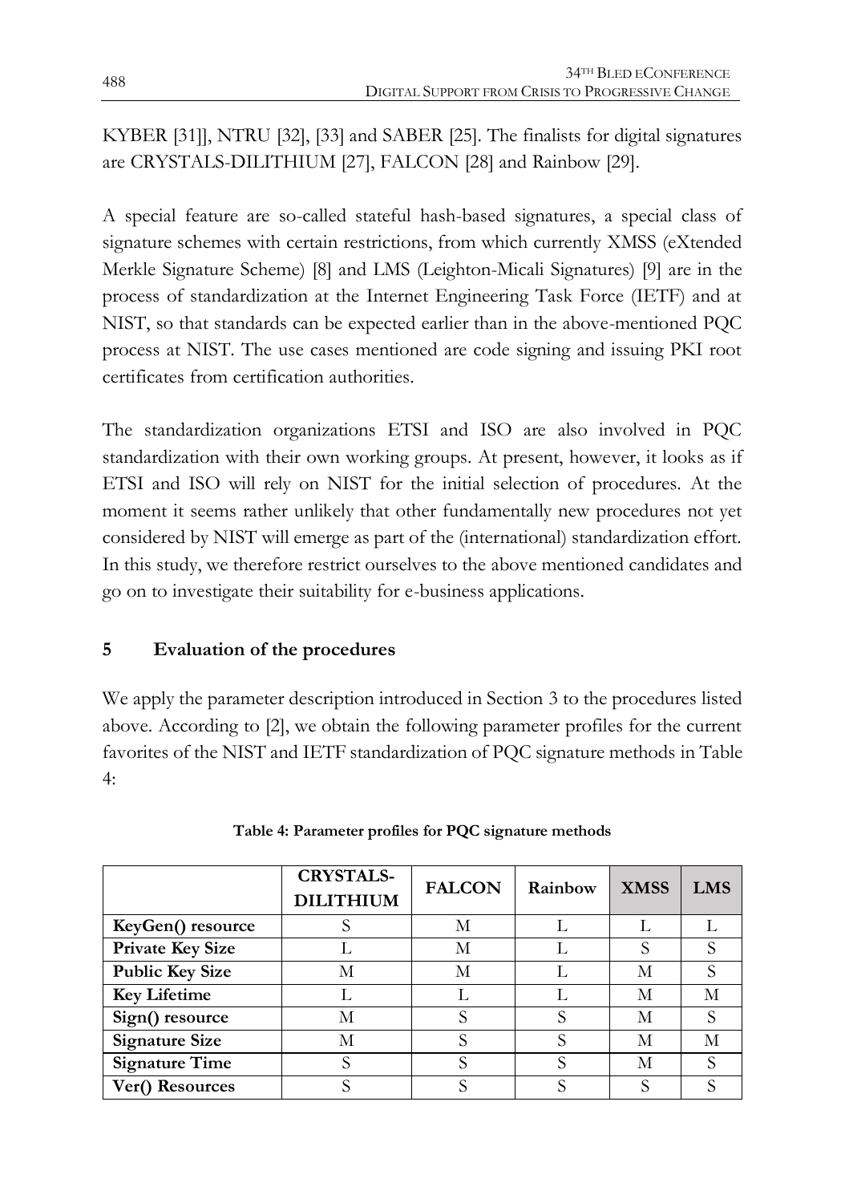KYBER [31]], NTRU [32], [33] and SABER [25]. The finalists for digital signatures are CRYSTALS-DILITHIUM [27], FALCON [28] and Rainbow [29].

A special feature are so-called stateful hash-based signatures, a special class of signature schemes with certain restrictions, from which currently XMSS (eXtended Merkle Signature Scheme) [8] and LMS (Leighton-Micali Signatures) [9] are in the process of standardization at the Internet Engineering Task Force (IETF) and at NIST, so that standards can be expected earlier than in the above-mentioned PQC process at NIST. The use cases mentioned are code signing and issuing PKI root certificates from certification authorities.

The standardization organizations ETSI and ISO are also involved in PQC standardization with their own working groups. At present, however, it looks as if ETSI and ISO will rely on NIST for the initial selection of procedures. At the moment it seems rather unlikely that other fundamentally new procedures not yet considered by NIST will emerge as part of the (international) standardization effort. In this study, we therefore restrict ourselves to the above mentioned candidates and go on to investigate their suitability for e-business applications.

## 5 Evaluation of the procedures

We apply the parameter description introduced in Section 3 to the procedures listed above. According to [2], we obtain the following parameter profiles for the current favorites of the NIST and IETF standardization of PQC signature methods in Table 4:

**Table 4: Parameter profiles for PQC signature methods**

| | CRYSTALS-DILITHIUM | FALCON | Rainbow | XMSS | LMS |
|---|---|---|---|---|---|
| **KeyGen() resource** | S | M | L | L | L |
| **Private Key Size** | L | M | L | S | S |
| **Public Key Size** | M | M | L | M | S |
| **Key Lifetime** | L | L | L | M | M |
| **Sign() resource** | M | S | S | M | S |
| **Signature Size** | M | S | S | M | M |
| **Signature Time** | S | S | S | M | S |
| **Ver() Resources** | S | S | S | S | S |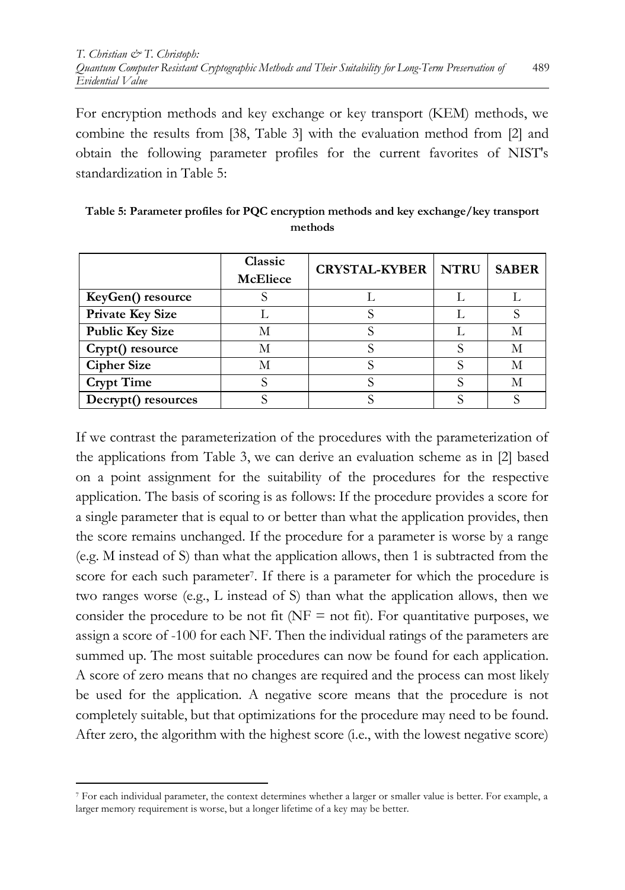For encryption methods and key exchange or key transport (KEM) methods, we combine the results from [38, Table 3] with the evaluation method from [2] and obtain the following parameter profiles for the current favorites of NIST's standardization in Table 5:

**Table 5: Parameter profiles for PQC encryption methods and key exchange/key transport methods**

| | Classic McEliece | CRYSTAL-KYBER | NTRU | SABER |
|---|---|---|---|---|
| **KeyGen() resource** | S | L | L | L |
| **Private Key Size** | L | S | L | S |
| **Public Key Size** | M | S | L | M |
| **Crypt() resource** | M | S | S | M |
| **Cipher Size** | M | S | S | M |
| **Crypt Time** | S | S | S | M |
| **Decrypt() resources** | S | S | S | S |

If we contrast the parameterization of the procedures with the parameterization of the applications from Table 3, we can derive an evaluation scheme as in [2] based on a point assignment for the suitability of the procedures for the respective application. The basis of scoring is as follows: If the procedure provides a score for a single parameter that is equal to or better than what the application provides, then the score remains unchanged. If the procedure for a parameter is worse by a range (e.g. M instead of S) than what the application allows, then 1 is subtracted from the score for each such parameter[7]. If there is a parameter for which the procedure is two ranges worse (e.g., L instead of S) than what the application allows, then we consider the procedure to be not fit (NF = not fit). For quantitative purposes, we assign a score of -100 for each NF. Then the individual ratings of the parameters are summed up. The most suitable procedures can now be found for each application. A score of zero means that no changes are required and the process can most likely be used for the application. A negative score means that the procedure is not completely suitable, but that optimizations for the procedure may need to be found. After zero, the algorithm with the highest score (i.e., with the lowest negative score)

[7] For each individual parameter, the context determines whether a larger or smaller value is better. For example, a larger memory requirement is worse, but a longer lifetime of a key may be better.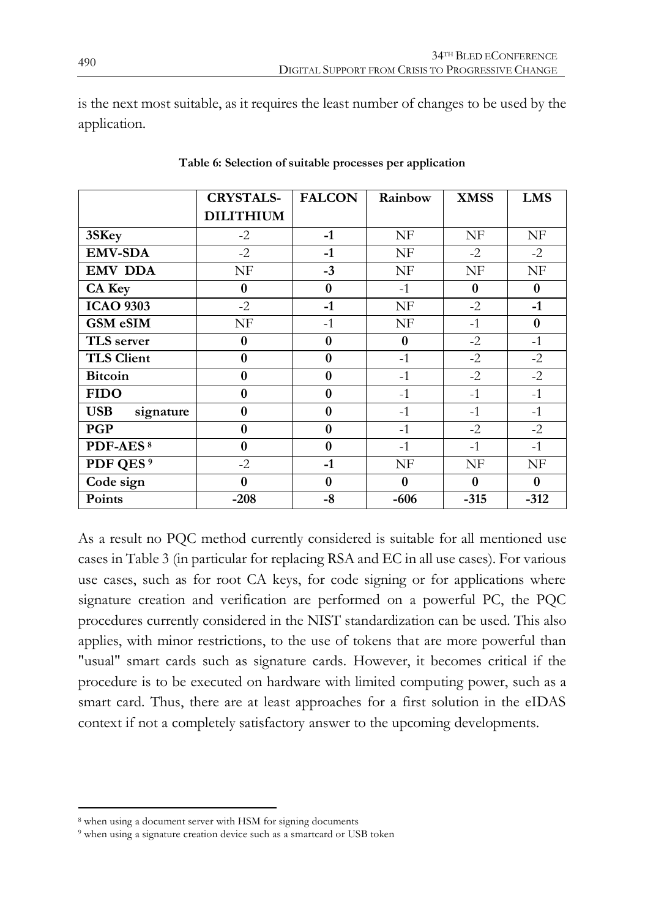is the next most suitable, as it requires the least number of changes to be used by the application.

**Table 6: Selection of suitable processes per application**

| | **CRYSTALS-DILITHIUM** | **FALCON** | **Rainbow** | **XMSS** | **LMS** |
|---|---|---|---|---|---|
| **3SKey** | -2 | **-1** | NF | NF | NF |
| **EMV-SDA** | -2 | **-1** | NF | -2 | -2 |
| **EMV DDA** | NF | **-3** | NF | NF | NF |
| **CA Key** | **0** | **0** | -1 | **0** | **0** |
| **ICAO 9303** | -2 | **-1** | NF | -2 | **-1** |
| **GSM eSIM** | NF | -1 | NF | -1 | **0** |
| **TLS server** | **0** | **0** | **0** | -2 | -1 |
| **TLS Client** | **0** | **0** | -1 | -2 | -2 |
| **Bitcoin** | **0** | **0** | -1 | -2 | -2 |
| **FIDO** | **0** | **0** | -1 | -1 | -1 |
| **USB signature** | **0** | **0** | -1 | -1 | -1 |
| **PGP** | **0** | **0** | -1 | -2 | -2 |
| **PDF-AES** [8] | **0** | **0** | -1 | -1 | -1 |
| **PDF QES** [9] | -2 | **-1** | NF | NF | NF |
| **Code sign** | **0** | **0** | **0** | **0** | **0** |
| **Points** | **-208** | **-8** | **-606** | **-315** | **-312** |

As a result no PQC method currently considered is suitable for all mentioned use cases in Table 3 (in particular for replacing RSA and EC in all use cases). For various use cases, such as for root CA keys, for code signing or for applications where signature creation and verification are performed on a powerful PC, the PQC procedures currently considered in the NIST standardization can be used. This also applies, with minor restrictions, to the use of tokens that are more powerful than "usual" smart cards such as signature cards. However, it becomes critical if the procedure is to be executed on hardware with limited computing power, such as a smart card. Thus, there are at least approaches for a first solution in the eIDAS context if not a completely satisfactory answer to the upcoming developments.

[8] when using a document server with HSM for signing documents

[9] when using a signature creation device such as a smartcard or USB token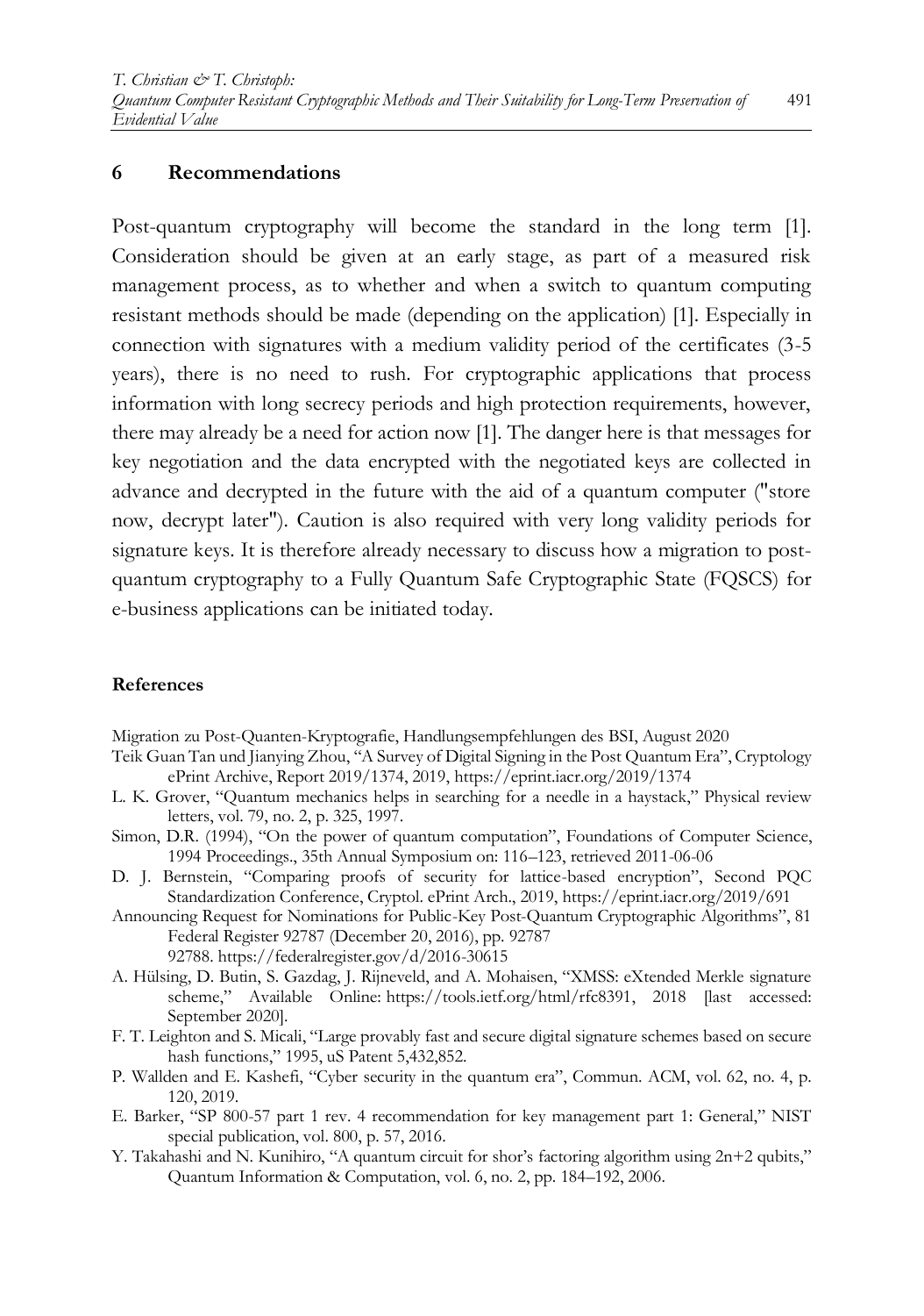## 6 Recommendations

Post-quantum cryptography will become the standard in the long term [1]. Consideration should be given at an early stage, as part of a measured risk management process, as to whether and when a switch to quantum computing resistant methods should be made (depending on the application) [1]. Especially in connection with signatures with a medium validity period of the certificates (3-5 years), there is no need to rush. For cryptographic applications that process information with long secrecy periods and high protection requirements, however, there may already be a need for action now [1]. The danger here is that messages for key negotiation and the data encrypted with the negotiated keys are collected in advance and decrypted in the future with the aid of a quantum computer ("store now, decrypt later"). Caution is also required with very long validity periods for signature keys. It is therefore already necessary to discuss how a migration to post-quantum cryptography to a Fully Quantum Safe Cryptographic State (FQSCS) for e-business applications can be initiated today.

### References

Migration zu Post-Quanten-Kryptografie, Handlungsempfehlungen des BSI, August 2020

Teik Guan Tan und Jianying Zhou, "A Survey of Digital Signing in the Post Quantum Era", Cryptology ePrint Archive, Report 2019/1374, 2019, https://eprint.iacr.org/2019/1374

L. K. Grover, "Quantum mechanics helps in searching for a needle in a haystack," Physical review letters, vol. 79, no. 2, p. 325, 1997.

Simon, D.R. (1994), "On the power of quantum computation", Foundations of Computer Science, 1994 Proceedings., 35th Annual Symposium on: 116–123, retrieved 2011-06-06

D. J. Bernstein, "Comparing proofs of security for lattice-based encryption", Second PQC Standardization Conference, Cryptol. ePrint Arch., 2019, https://eprint.iacr.org/2019/691

Announcing Request for Nominations for Public-Key Post-Quantum Cryptographic Algorithms", 81 Federal Register 92787 (December 20, 2016), pp. 92787 92788. https://federalregister.gov/d/2016-30615

A. Hülsing, D. Butin, S. Gazdag, J. Rijneveld, and A. Mohaisen, "XMSS: eXtended Merkle signature scheme," Available Online: https://tools.ietf.org/html/rfc8391, 2018 [last accessed: September 2020].

F. T. Leighton and S. Micali, "Large provably fast and secure digital signature schemes based on secure hash functions," 1995, uS Patent 5,432,852.

P. Wallden and E. Kashefi, "Cyber security in the quantum era", Commun. ACM, vol. 62, no. 4, p. 120, 2019.

E. Barker, "SP 800-57 part 1 rev. 4 recommendation for key management part 1: General," NIST special publication, vol. 800, p. 57, 2016.

Y. Takahashi and N. Kunihiro, "A quantum circuit for shor's factoring algorithm using 2n+2 qubits," Quantum Information & Computation, vol. 6, no. 2, pp. 184–192, 2006.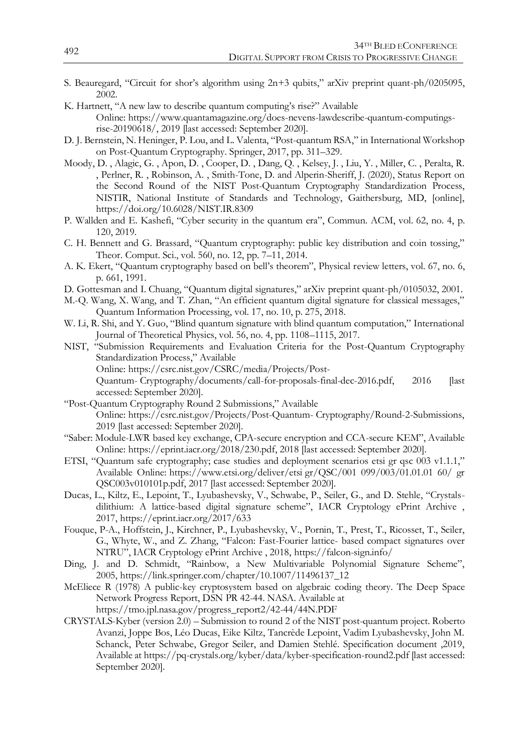S. Beauregard, "Circuit for shor's algorithm using 2n+3 qubits," arXiv preprint quant-ph/0205095, 2002.

K. Hartnett, "A new law to describe quantum computing's rise?" Available Online: https://www.quantamagazine.org/does-nevens-lawdescribe-quantum-computings-rise-20190618/, 2019 [last accessed: September 2020].

D. J. Bernstein, N. Heninger, P. Lou, and L. Valenta, "Post-quantum RSA," in International Workshop on Post-Quantum Cryptography. Springer, 2017, pp. 311–329.

Moody, D. , Alagic, G. , Apon, D. , Cooper, D. , Dang, Q. , Kelsey, J. , Liu, Y. , Miller, C. , Peralta, R. , Perlner, R. , Robinson, A. , Smith-Tone, D. and Alperin-Sheriff, J. (2020), Status Report on the Second Round of the NIST Post-Quantum Cryptography Standardization Process, NISTIR, National Institute of Standards and Technology, Gaithersburg, MD, [online], https://doi.org/10.6028/NIST.IR.8309

P. Wallden and E. Kashefi, "Cyber security in the quantum era", Commun. ACM, vol. 62, no. 4, p. 120, 2019.

C. H. Bennett and G. Brassard, "Quantum cryptography: public key distribution and coin tossing," Theor. Comput. Sci., vol. 560, no. 12, pp. 7–11, 2014.

A. K. Ekert, "Quantum cryptography based on bell's theorem", Physical review letters, vol. 67, no. 6, p. 661, 1991.

D. Gottesman and I. Chuang, "Quantum digital signatures," arXiv preprint quant-ph/0105032, 2001.

M.-Q. Wang, X. Wang, and T. Zhan, "An efficient quantum digital signature for classical messages," Quantum Information Processing, vol. 17, no. 10, p. 275, 2018.

W. Li, R. Shi, and Y. Guo, "Blind quantum signature with blind quantum computation," International Journal of Theoretical Physics, vol. 56, no. 4, pp. 1108–1115, 2017.

NIST, "Submission Requirements and Evaluation Criteria for the Post-Quantum Cryptography Standardization Process," Available Online: https://csrc.nist.gov/CSRC/media/Projects/Post-Quantum- Cryptography/documents/call-for-proposals-final-dec-2016.pdf, 2016 [last accessed: September 2020].

"Post-Quantum Cryptography Round 2 Submissions," Available Online: https://csrc.nist.gov/Projects/Post-Quantum- Cryptography/Round-2-Submissions, 2019 [last accessed: September 2020].

"Saber: Module-LWR based key exchange, CPA-secure encryption and CCA-secure KEM", Available Online: https://eprint.iacr.org/2018/230.pdf, 2018 [last accessed: September 2020].

ETSI, "Quantum safe cryptography; case studies and deployment scenarios etsi gr qsc 003 v1.1.1," Available Online: https://www.etsi.org/deliver/etsi gr/QSC/001 099/003/01.01.01 60/ gr QSC003v010101p.pdf, 2017 [last accessed: September 2020].

Ducas, L., Kiltz, E., Lepoint, T., Lyubashevsky, V., Schwabe, P., Seiler, G., and D. Stehle, "Crystals-dilithium: A lattice-based digital signature scheme", IACR Cryptology ePrint Archive , 2017, https://eprint.iacr.org/2017/633

Fouque, P-A., Hoffstein, J., Kirchner, P., Lyubashevsky, V., Pornin, T., Prest, T., Ricosset, T., Seiler, G., Whyte, W., and Z. Zhang, "Falcon: Fast-Fourier lattice- based compact signatures over NTRU", IACR Cryptology ePrint Archive , 2018, https://falcon-sign.info/

Ding, J. and D. Schmidt, "Rainbow, a New Multivariable Polynomial Signature Scheme", 2005, https://link.springer.com/chapter/10.1007/11496137_12

McEliece R (1978) A public-key cryptosystem based on algebraic coding theory. The Deep Space Network Progress Report, DSN PR 42-44. NASA. Available at https://tmo.jpl.nasa.gov/progress_report2/42-44/44N.PDF

CRYSTALS-Kyber (version 2.0) – Submission to round 2 of the NIST post-quantum project. Roberto Avanzi, Joppe Bos, Léo Ducas, Eike Kiltz, Tancrède Lepoint, Vadim Lyubashevsky, John M. Schanck, Peter Schwabe, Gregor Seiler, and Damien Stehlé. Specification document ,2019, Available at https://pq-crystals.org/kyber/data/kyber-specification-round2.pdf [last accessed: September 2020].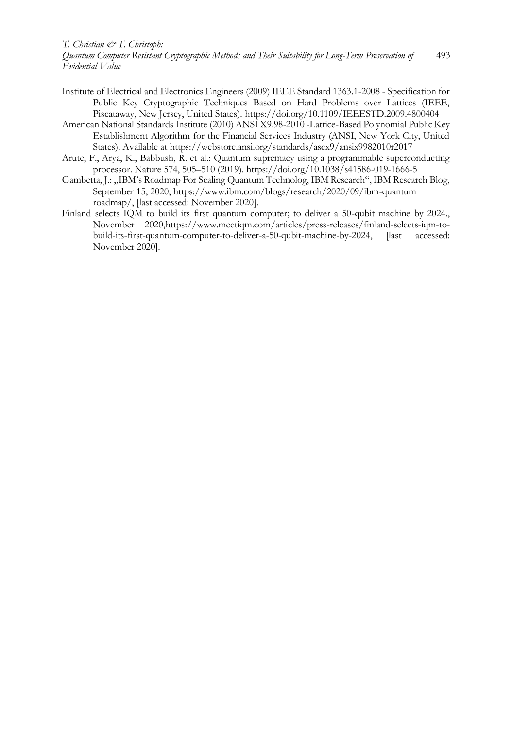Institute of Electrical and Electronics Engineers (2009) IEEE Standard 1363.1-2008 - Specification for Public Key Cryptographic Techniques Based on Hard Problems over Lattices (IEEE, Piscataway, New Jersey, United States). https://doi.org/10.1109/IEEESTD.2009.4800404

American National Standards Institute (2010) ANSI X9.98-2010 -Lattice-Based Polynomial Public Key Establishment Algorithm for the Financial Services Industry (ANSI, New York City, United States). Available at https://webstore.ansi.org/standards/ascx9/ansix9982010r2017

Arute, F., Arya, K., Babbush, R. et al.: Quantum supremacy using a programmable superconducting processor. Nature 574, 505–510 (2019). https://doi.org/10.1038/s41586-019-1666-5

Gambetta, J.: „IBM's Roadmap For Scaling Quantum Technolog, IBM Research", IBM Research Blog, September 15, 2020, https://www.ibm.com/blogs/research/2020/09/ibm-quantum roadmap/, [last accessed: November 2020].

Finland selects IQM to build its first quantum computer; to deliver a 50-qubit machine by 2024., November 2020,https://www.meetiqm.com/articles/press-releases/finland-selects-iqm-to-build-its-first-quantum-computer-to-deliver-a-50-qubit-machine-by-2024, [last accessed: November 2020].